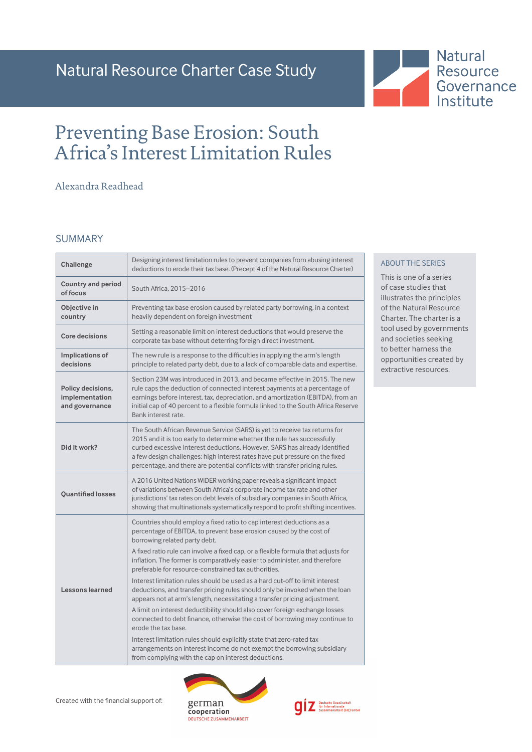Natural Resource Charter Case Study

Natural Resource Governance Institute

# Preventing Base Erosion: South Africa's Interest Limitation Rules

Alexandra Readhead

## SUMMARY

| | |
|---|---|
| **Challenge** | Designing interest limitation rules to prevent companies from abusing interest deductions to erode their tax base. (Precept 4 of the Natural Resource Charter) |
| **Country and period of focus** | South Africa, 2015–2016 |
| **Objective in country** | Preventing tax base erosion caused by related party borrowing, in a context heavily dependent on foreign investment |
| **Core decisions** | Setting a reasonable limit on interest deductions that would preserve the corporate tax base without deterring foreign direct investment. |
| **Implications of decisions** | The new rule is a response to the difficulties in applying the arm's length principle to related party debt, due to a lack of comparable data and expertise. |
| **Policy decisions, implementation and governance** | Section 23M was introduced in 2013, and became effective in 2015. The new rule caps the deduction of connected interest payments at a percentage of earnings before interest, tax, depreciation, and amortization (EBITDA), from an initial cap of 40 percent to a flexible formula linked to the South Africa Reserve Bank interest rate. |
| **Did it work?** | The South African Revenue Service (SARS) is yet to receive tax returns for 2015 and it is too early to determine whether the rule has successfully curbed excessive interest deductions. However, SARS has already identified a few design challenges: high interest rates have put pressure on the fixed percentage, and there are potential conflicts with transfer pricing rules. |
| **Quantified losses** | A 2016 United Nations WIDER working paper reveals a significant impact of variations between South Africa's corporate income tax rate and other jurisdictions' tax rates on debt levels of subsidiary companies in South Africa, showing that multinationals systematically respond to profit shifting incentives. |
| **Lessons learned** | Countries should employ a fixed ratio to cap interest deductions as a percentage of EBITDA, to prevent base erosion caused by the cost of borrowing related party debt.<br><br>A fixed ratio rule can involve a fixed cap, or a flexible formula that adjusts for inflation. The former is comparatively easier to administer, and therefore preferable for resource-constrained tax authorities.<br><br>Interest limitation rules should be used as a hard cut-off to limit interest deductions, and transfer pricing rules should only be invoked when the loan appears not at arm's length, necessitating a transfer pricing adjustment.<br><br>A limit on interest deductibility should also cover foreign exchange losses connected to debt finance, otherwise the cost of borrowing may continue to erode the tax base.<br><br>Interest limitation rules should explicitly state that zero-rated tax arrangements on interest income do not exempt the borrowing subsidiary from complying with the cap on interest deductions. |

### ABOUT THE SERIES

This is one of a series of case studies that illustrates the principles of the Natural Resource Charter. The charter is a tool used by governments and societies seeking to better harness the opportunities created by extractive resources.

Created with the financial support of: german cooperation DEUTSCHE ZUSAMMENARBEIT; giz Deutsche Gesellschaft für Internationale Zusammenarbeit (GIZ) GmbH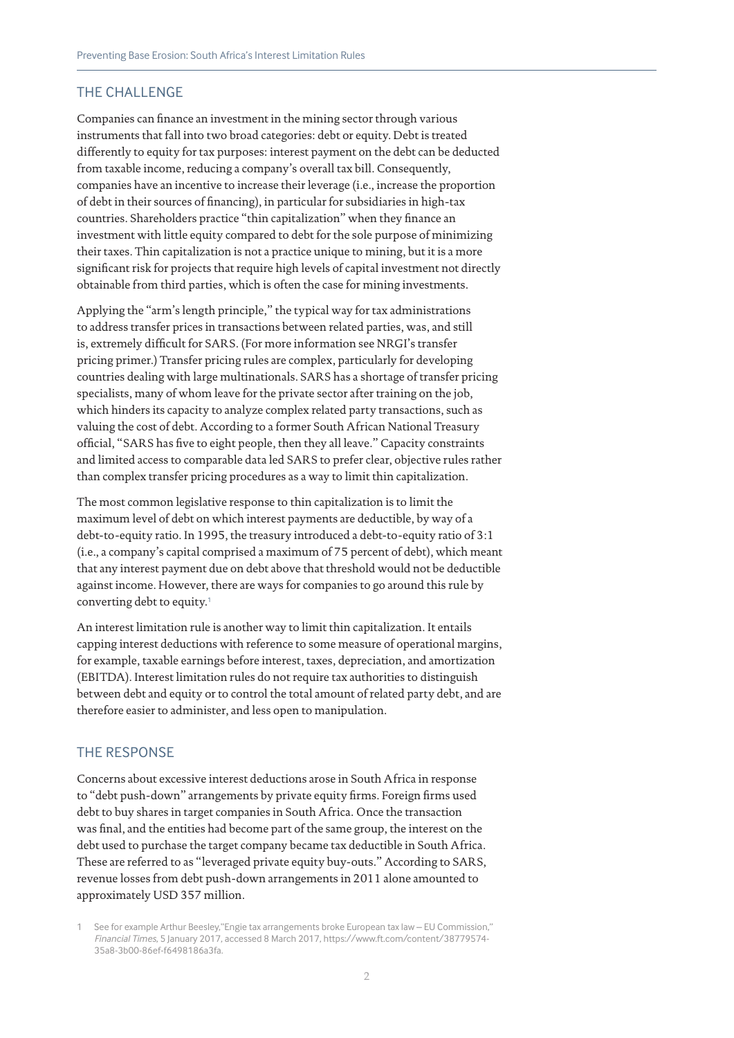## THE CHALLENGE

Companies can finance an investment in the mining sector through various instruments that fall into two broad categories: debt or equity. Debt is treated differently to equity for tax purposes: interest payment on the debt can be deducted from taxable income, reducing a company's overall tax bill. Consequently, companies have an incentive to increase their leverage (i.e., increase the proportion of debt in their sources of financing), in particular for subsidiaries in high-tax countries. Shareholders practice "thin capitalization" when they finance an investment with little equity compared to debt for the sole purpose of minimizing their taxes. Thin capitalization is not a practice unique to mining, but it is a more significant risk for projects that require high levels of capital investment not directly obtainable from third parties, which is often the case for mining investments.

Applying the "arm's length principle," the typical way for tax administrations to address transfer prices in transactions between related parties, was, and still is, extremely difficult for SARS. (For more information see NRGI's transfer pricing primer.) Transfer pricing rules are complex, particularly for developing countries dealing with large multinationals. SARS has a shortage of transfer pricing specialists, many of whom leave for the private sector after training on the job, which hinders its capacity to analyze complex related party transactions, such as valuing the cost of debt. According to a former South African National Treasury official, "SARS has five to eight people, then they all leave." Capacity constraints and limited access to comparable data led SARS to prefer clear, objective rules rather than complex transfer pricing procedures as a way to limit thin capitalization.

The most common legislative response to thin capitalization is to limit the maximum level of debt on which interest payments are deductible, by way of a debt-to-equity ratio. In 1995, the treasury introduced a debt-to-equity ratio of 3:1 (i.e., a company's capital comprised a maximum of 75 percent of debt), which meant that any interest payment due on debt above that threshold would not be deductible against income. However, there are ways for companies to go around this rule by converting debt to equity.[1]

An interest limitation rule is another way to limit thin capitalization. It entails capping interest deductions with reference to some measure of operational margins, for example, taxable earnings before interest, taxes, depreciation, and amortization (EBITDA). Interest limitation rules do not require tax authorities to distinguish between debt and equity or to control the total amount of related party debt, and are therefore easier to administer, and less open to manipulation.

## THE RESPONSE

Concerns about excessive interest deductions arose in South Africa in response to "debt push-down" arrangements by private equity firms. Foreign firms used debt to buy shares in target companies in South Africa. Once the transaction was final, and the entities had become part of the same group, the interest on the debt used to purchase the target company became tax deductible in South Africa. These are referred to as "leveraged private equity buy-outs." According to SARS, revenue losses from debt push-down arrangements in 2011 alone amounted to approximately USD 357 million.

1 See for example Arthur Beesley,"Engie tax arrangements broke European tax law – EU Commission," *Financial Times*, 5 January 2017, accessed 8 March 2017, https://www.ft.com/content/38779574-35a8-3b00-86ef-f6498186a3fa.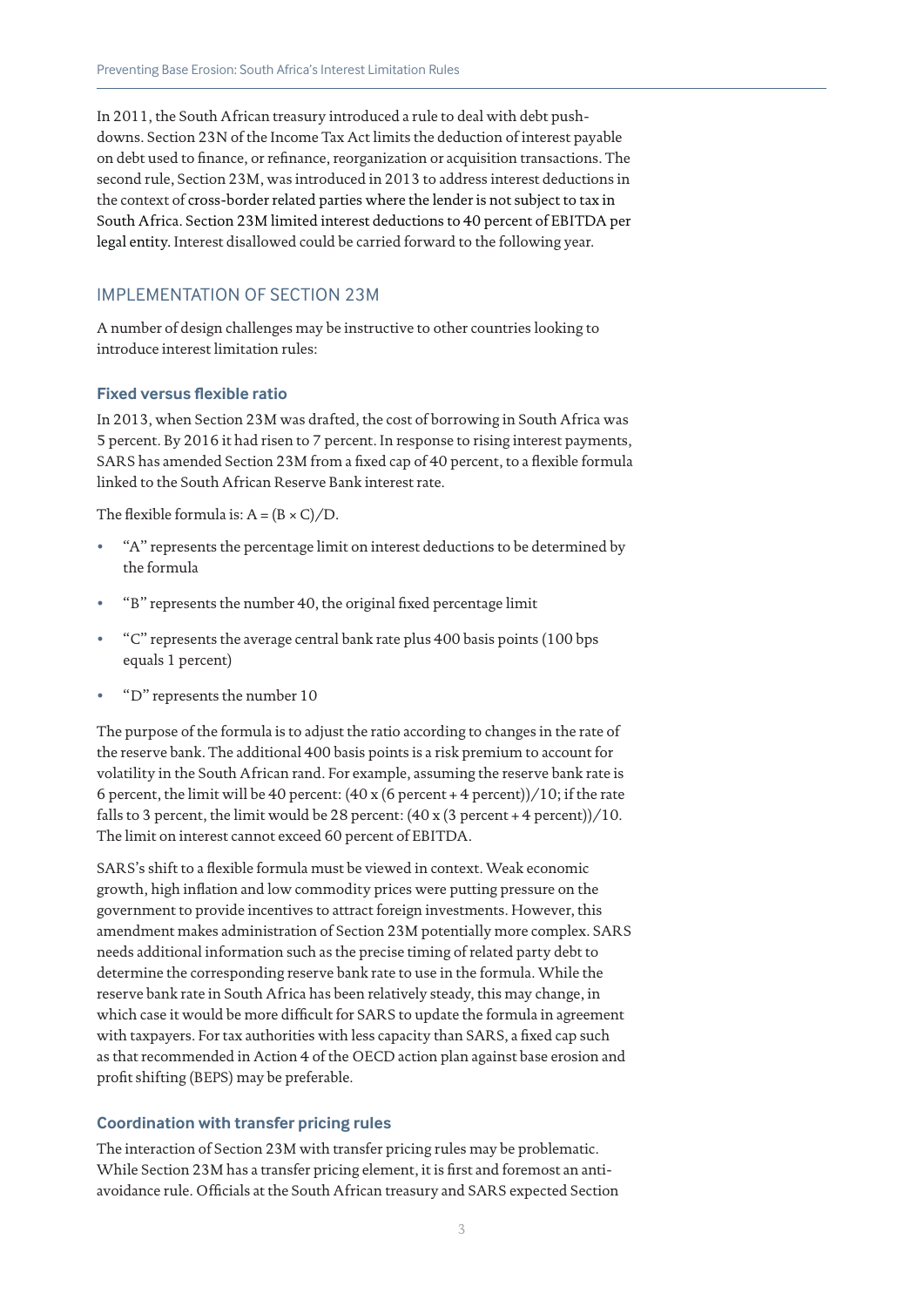In 2011, the South African treasury introduced a rule to deal with debt push-downs. Section 23N of the Income Tax Act limits the deduction of interest payable on debt used to finance, or refinance, reorganization or acquisition transactions. The second rule, Section 23M, was introduced in 2013 to address interest deductions in the context of cross-border related parties where the lender is not subject to tax in South Africa. Section 23M limited interest deductions to 40 percent of EBITDA per legal entity. Interest disallowed could be carried forward to the following year.

## IMPLEMENTATION OF SECTION 23M

A number of design challenges may be instructive to other countries looking to introduce interest limitation rules:

### Fixed versus flexible ratio

In 2013, when Section 23M was drafted, the cost of borrowing in South Africa was 5 percent. By 2016 it had risen to 7 percent. In response to rising interest payments, SARS has amended Section 23M from a fixed cap of 40 percent, to a flexible formula linked to the South African Reserve Bank interest rate.

The flexible formula is: $A = (B \times C)/D$.

- "A" represents the percentage limit on interest deductions to be determined by the formula
- "B" represents the number 40, the original fixed percentage limit
- "C" represents the average central bank rate plus 400 basis points (100 bps equals 1 percent)
- "D" represents the number 10

The purpose of the formula is to adjust the ratio according to changes in the rate of the reserve bank. The additional 400 basis points is a risk premium to account for volatility in the South African rand. For example, assuming the reserve bank rate is 6 percent, the limit will be 40 percent: (40 x (6 percent + 4 percent))/10; if the rate falls to 3 percent, the limit would be 28 percent: (40 x (3 percent + 4 percent))/10. The limit on interest cannot exceed 60 percent of EBITDA.

SARS's shift to a flexible formula must be viewed in context. Weak economic growth, high inflation and low commodity prices were putting pressure on the government to provide incentives to attract foreign investments. However, this amendment makes administration of Section 23M potentially more complex. SARS needs additional information such as the precise timing of related party debt to determine the corresponding reserve bank rate to use in the formula. While the reserve bank rate in South Africa has been relatively steady, this may change, in which case it would be more difficult for SARS to update the formula in agreement with taxpayers. For tax authorities with less capacity than SARS, a fixed cap such as that recommended in Action 4 of the OECD action plan against base erosion and profit shifting (BEPS) may be preferable.

### Coordination with transfer pricing rules

The interaction of Section 23M with transfer pricing rules may be problematic. While Section 23M has a transfer pricing element, it is first and foremost an anti-avoidance rule. Officials at the South African treasury and SARS expected Section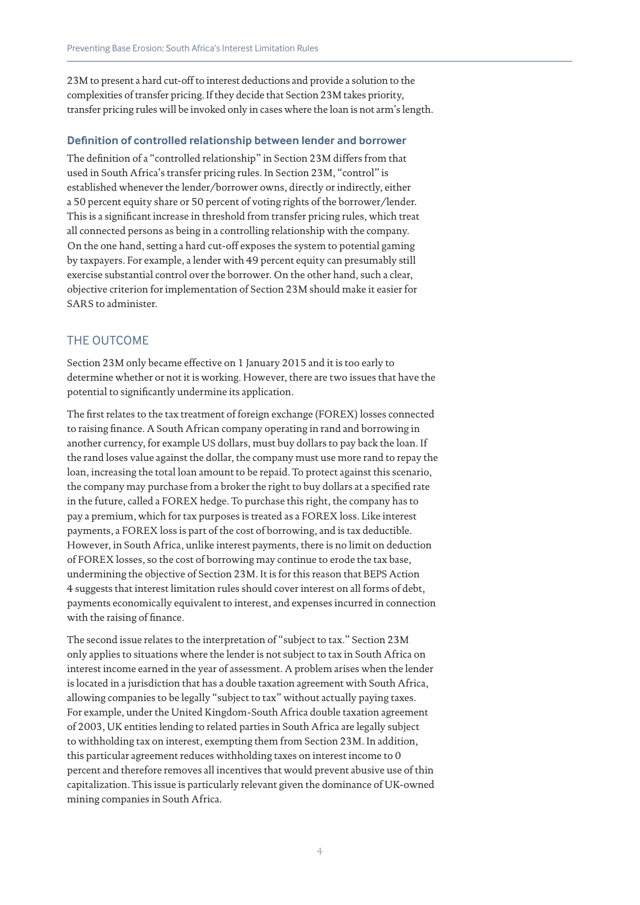23M to present a hard cut-off to interest deductions and provide a solution to the complexities of transfer pricing. If they decide that Section 23M takes priority, transfer pricing rules will be invoked only in cases where the loan is not arm's length.

### Definition of controlled relationship between lender and borrower

The definition of a "controlled relationship" in Section 23M differs from that used in South Africa's transfer pricing rules. In Section 23M, "control" is established whenever the lender/borrower owns, directly or indirectly, either a 50 percent equity share or 50 percent of voting rights of the borrower/lender. This is a significant increase in threshold from transfer pricing rules, which treat all connected persons as being in a controlling relationship with the company. On the one hand, setting a hard cut-off exposes the system to potential gaming by taxpayers. For example, a lender with 49 percent equity can presumably still exercise substantial control over the borrower. On the other hand, such a clear, objective criterion for implementation of Section 23M should make it easier for SARS to administer.

## THE OUTCOME

Section 23M only became effective on 1 January 2015 and it is too early to determine whether or not it is working. However, there are two issues that have the potential to significantly undermine its application.

The first relates to the tax treatment of foreign exchange (FOREX) losses connected to raising finance. A South African company operating in rand and borrowing in another currency, for example US dollars, must buy dollars to pay back the loan. If the rand loses value against the dollar, the company must use more rand to repay the loan, increasing the total loan amount to be repaid. To protect against this scenario, the company may purchase from a broker the right to buy dollars at a specified rate in the future, called a FOREX hedge. To purchase this right, the company has to pay a premium, which for tax purposes is treated as a FOREX loss. Like interest payments, a FOREX loss is part of the cost of borrowing, and is tax deductible. However, in South Africa, unlike interest payments, there is no limit on deduction of FOREX losses, so the cost of borrowing may continue to erode the tax base, undermining the objective of Section 23M. It is for this reason that BEPS Action 4 suggests that interest limitation rules should cover interest on all forms of debt, payments economically equivalent to interest, and expenses incurred in connection with the raising of finance.

The second issue relates to the interpretation of "subject to tax." Section 23M only applies to situations where the lender is not subject to tax in South Africa on interest income earned in the year of assessment. A problem arises when the lender is located in a jurisdiction that has a double taxation agreement with South Africa, allowing companies to be legally "subject to tax" without actually paying taxes. For example, under the United Kingdom-South Africa double taxation agreement of 2003, UK entities lending to related parties in South Africa are legally subject to withholding tax on interest, exempting them from Section 23M. In addition, this particular agreement reduces withholding taxes on interest income to 0 percent and therefore removes all incentives that would prevent abusive use of thin capitalization. This issue is particularly relevant given the dominance of UK-owned mining companies in South Africa.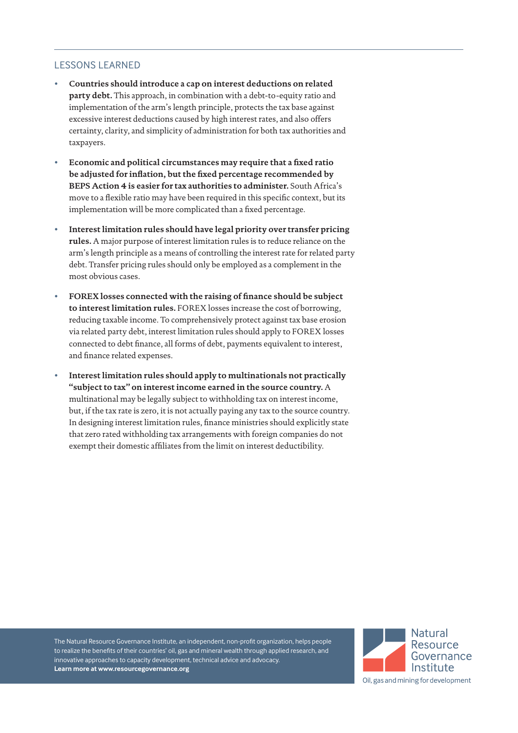## LESSONS LEARNED

- **Countries should introduce a cap on interest deductions on related party debt.** This approach, in combination with a debt-to-equity ratio and implementation of the arm's length principle, protects the tax base against excessive interest deductions caused by high interest rates, and also offers certainty, clarity, and simplicity of administration for both tax authorities and taxpayers.

- **Economic and political circumstances may require that a fixed ratio be adjusted for inflation, but the fixed percentage recommended by BEPS Action 4 is easier for tax authorities to administer.** South Africa's move to a flexible ratio may have been required in this specific context, but its implementation will be more complicated than a fixed percentage.

- **Interest limitation rules should have legal priority over transfer pricing rules.** A major purpose of interest limitation rules is to reduce reliance on the arm's length principle as a means of controlling the interest rate for related party debt. Transfer pricing rules should only be employed as a complement in the most obvious cases.

- **FOREX losses connected with the raising of finance should be subject to interest limitation rules.** FOREX losses increase the cost of borrowing, reducing taxable income. To comprehensively protect against tax base erosion via related party debt, interest limitation rules should apply to FOREX losses connected to debt finance, all forms of debt, payments equivalent to interest, and finance related expenses.

- **Interest limitation rules should apply to multinationals not practically "subject to tax" on interest income earned in the source country.** A multinational may be legally subject to withholding tax on interest income, but, if the tax rate is zero, it is not actually paying any tax to the source country. In designing interest limitation rules, finance ministries should explicitly state that zero rated withholding tax arrangements with foreign companies do not exempt their domestic affiliates from the limit on interest deductibility.

The Natural Resource Governance Institute, an independent, non-profit organization, helps people to realize the benefits of their countries' oil, gas and mineral wealth through applied research, and innovative approaches to capacity development, technical advice and advocacy.
**Learn more at www.resourcegovernance.org**

Natural Resource Governance Institute
Oil, gas and mining for development